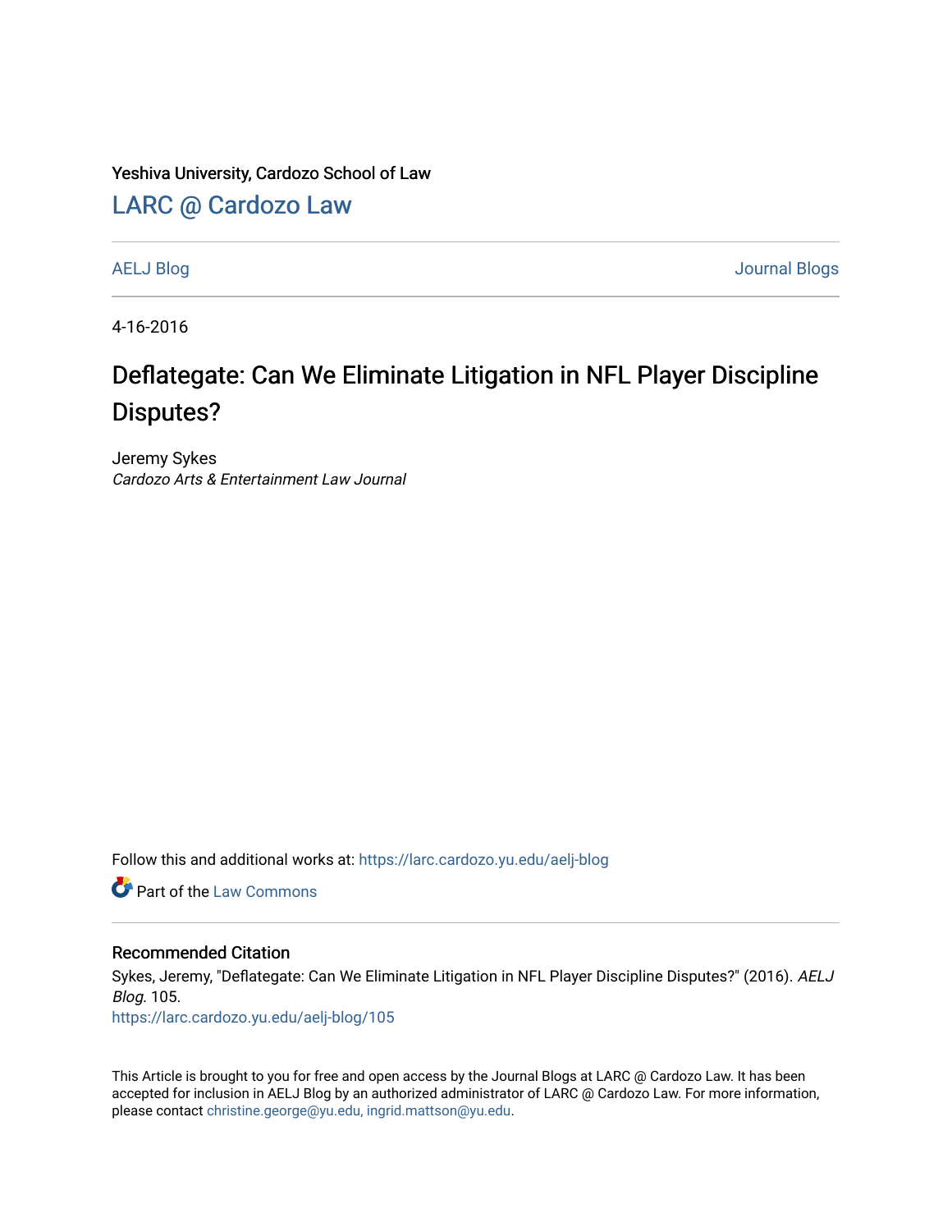Yeshiva University, Cardozo School of Law

[LARC @ Cardozo Law](https://larc.cardozo.yu.edu/)

AELJ Blog | Journal Blogs

4-16-2016

# Deflategate: Can We Eliminate Litigation in NFL Player Discipline Disputes?

Jeremy Sykes
*Cardozo Arts & Entertainment Law Journal*

Follow this and additional works at: https://larc.cardozo.yu.edu/aelj-blog

Part of the Law Commons

## Recommended Citation

Sykes, Jeremy, "Deflategate: Can We Eliminate Litigation in NFL Player Discipline Disputes?" (2016). *AELJ Blog*. 105.
https://larc.cardozo.yu.edu/aelj-blog/105

This Article is brought to you for free and open access by the Journal Blogs at LARC @ Cardozo Law. It has been accepted for inclusion in AELJ Blog by an authorized administrator of LARC @ Cardozo Law. For more information, please contact christine.george@yu.edu, ingrid.mattson@yu.edu.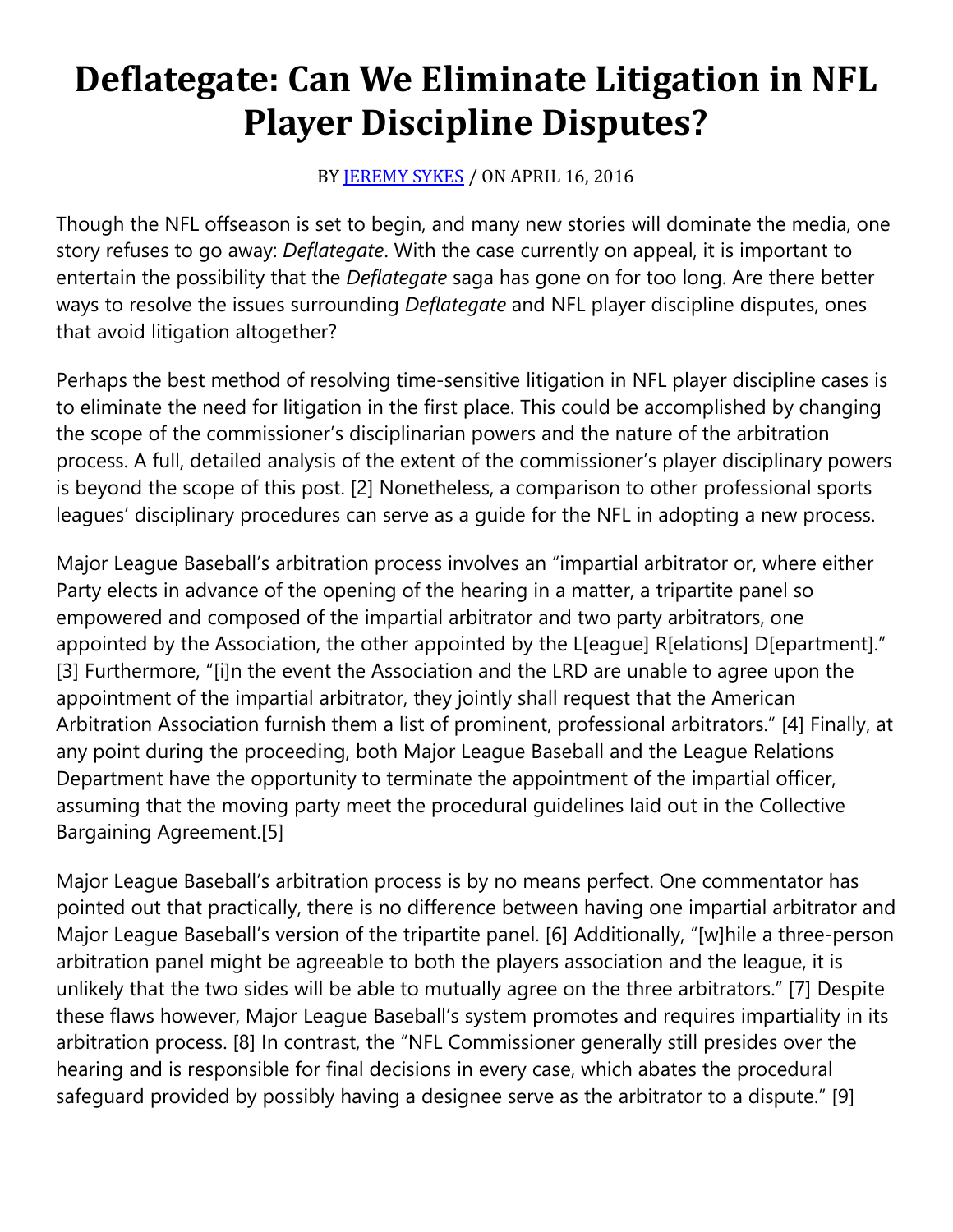# Deflategate: Can We Eliminate Litigation in NFL Player Discipline Disputes?

BY [JEREMY SYKES] / ON APRIL 16, 2016

Though the NFL offseason is set to begin, and many new stories will dominate the media, one story refuses to go away: *Deflategate*. With the case currently on appeal, it is important to entertain the possibility that the *Deflategate* saga has gone on for too long. Are there better ways to resolve the issues surrounding *Deflategate* and NFL player discipline disputes, ones that avoid litigation altogether?

Perhaps the best method of resolving time-sensitive litigation in NFL player discipline cases is to eliminate the need for litigation in the first place. This could be accomplished by changing the scope of the commissioner's disciplinarian powers and the nature of the arbitration process. A full, detailed analysis of the extent of the commissioner's player disciplinary powers is beyond the scope of this post. [2] Nonetheless, a comparison to other professional sports leagues' disciplinary procedures can serve as a guide for the NFL in adopting a new process.

Major League Baseball's arbitration process involves an "impartial arbitrator or, where either Party elects in advance of the opening of the hearing in a matter, a tripartite panel so empowered and composed of the impartial arbitrator and two party arbitrators, one appointed by the Association, the other appointed by the L[eague] R[elations] D[epartment]." [3] Furthermore, "[i]n the event the Association and the LRD are unable to agree upon the appointment of the impartial arbitrator, they jointly shall request that the American Arbitration Association furnish them a list of prominent, professional arbitrators." [4] Finally, at any point during the proceeding, both Major League Baseball and the League Relations Department have the opportunity to terminate the appointment of the impartial officer, assuming that the moving party meet the procedural guidelines laid out in the Collective Bargaining Agreement.[5]

Major League Baseball's arbitration process is by no means perfect. One commentator has pointed out that practically, there is no difference between having one impartial arbitrator and Major League Baseball's version of the tripartite panel. [6] Additionally, "[w]hile a three-person arbitration panel might be agreeable to both the players association and the league, it is unlikely that the two sides will be able to mutually agree on the three arbitrators." [7] Despite these flaws however, Major League Baseball's system promotes and requires impartiality in its arbitration process. [8] In contrast, the "NFL Commissioner generally still presides over the hearing and is responsible for final decisions in every case, which abates the procedural safeguard provided by possibly having a designee serve as the arbitrator to a dispute." [9]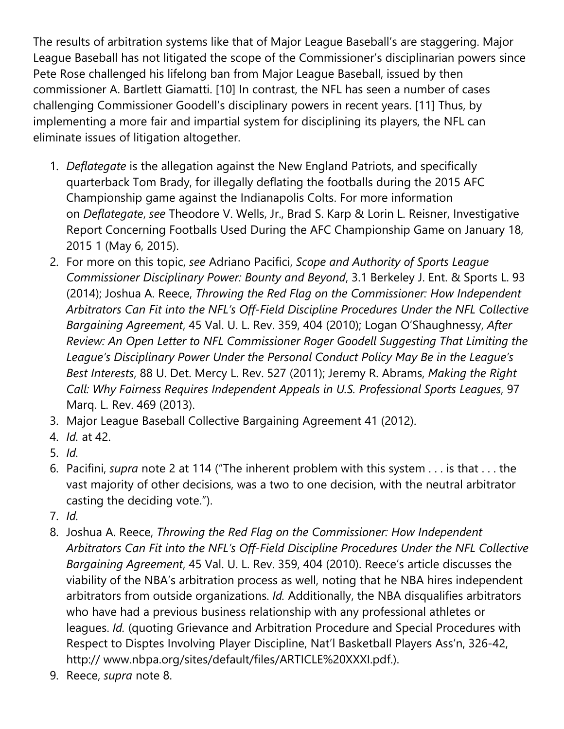The results of arbitration systems like that of Major League Baseball's are staggering. Major League Baseball has not litigated the scope of the Commissioner's disciplinarian powers since Pete Rose challenged his lifelong ban from Major League Baseball, issued by then commissioner A. Bartlett Giamatti. [10] In contrast, the NFL has seen a number of cases challenging Commissioner Goodell's disciplinary powers in recent years. [11] Thus, by implementing a more fair and impartial system for disciplining its players, the NFL can eliminate issues of litigation altogether.

1. *Deflategate* is the allegation against the New England Patriots, and specifically quarterback Tom Brady, for illegally deflating the footballs during the 2015 AFC Championship game against the Indianapolis Colts. For more information on *Deflategate*, *see* Theodore V. Wells, Jr., Brad S. Karp & Lorin L. Reisner, Investigative Report Concerning Footballs Used During the AFC Championship Game on January 18, 2015 1 (May 6, 2015).
2. For more on this topic, *see* Adriano Pacifici, *Scope and Authority of Sports League Commissioner Disciplinary Power: Bounty and Beyond*, 3.1 Berkeley J. Ent. & Sports L. 93 (2014); Joshua A. Reece, *Throwing the Red Flag on the Commissioner: How Independent Arbitrators Can Fit into the NFL's Off-Field Discipline Procedures Under the NFL Collective Bargaining Agreement*, 45 Val. U. L. Rev. 359, 404 (2010); Logan O'Shaughnessy, *After Review: An Open Letter to NFL Commissioner Roger Goodell Suggesting That Limiting the League's Disciplinary Power Under the Personal Conduct Policy May Be in the League's Best Interests*, 88 U. Det. Mercy L. Rev. 527 (2011); Jeremy R. Abrams, *Making the Right Call: Why Fairness Requires Independent Appeals in U.S. Professional Sports Leagues*, 97 Marq. L. Rev. 469 (2013).
3. Major League Baseball Collective Bargaining Agreement 41 (2012).
4. *Id.* at 42.
5. *Id.*
6. Pacifini, *supra* note 2 at 114 ("The inherent problem with this system . . . is that . . . the vast majority of other decisions, was a two to one decision, with the neutral arbitrator casting the deciding vote.").
7. *Id.*
8. Joshua A. Reece, *Throwing the Red Flag on the Commissioner: How Independent Arbitrators Can Fit into the NFL's Off-Field Discipline Procedures Under the NFL Collective Bargaining Agreement*, 45 Val. U. L. Rev. 359, 404 (2010). Reece's article discusses the viability of the NBA's arbitration process as well, noting that he NBA hires independent arbitrators from outside organizations. *Id.* Additionally, the NBA disqualifies arbitrators who have had a previous business relationship with any professional athletes or leagues. *Id.* (quoting Grievance and Arbitration Procedure and Special Procedures with Respect to Disptes Involving Player Discipline, Nat'l Basketball Players Ass'n, 326-42, http:// www.nbpa.org/sites/default/files/ARTICLE%20XXXI.pdf.).
9. Reece, *supra* note 8.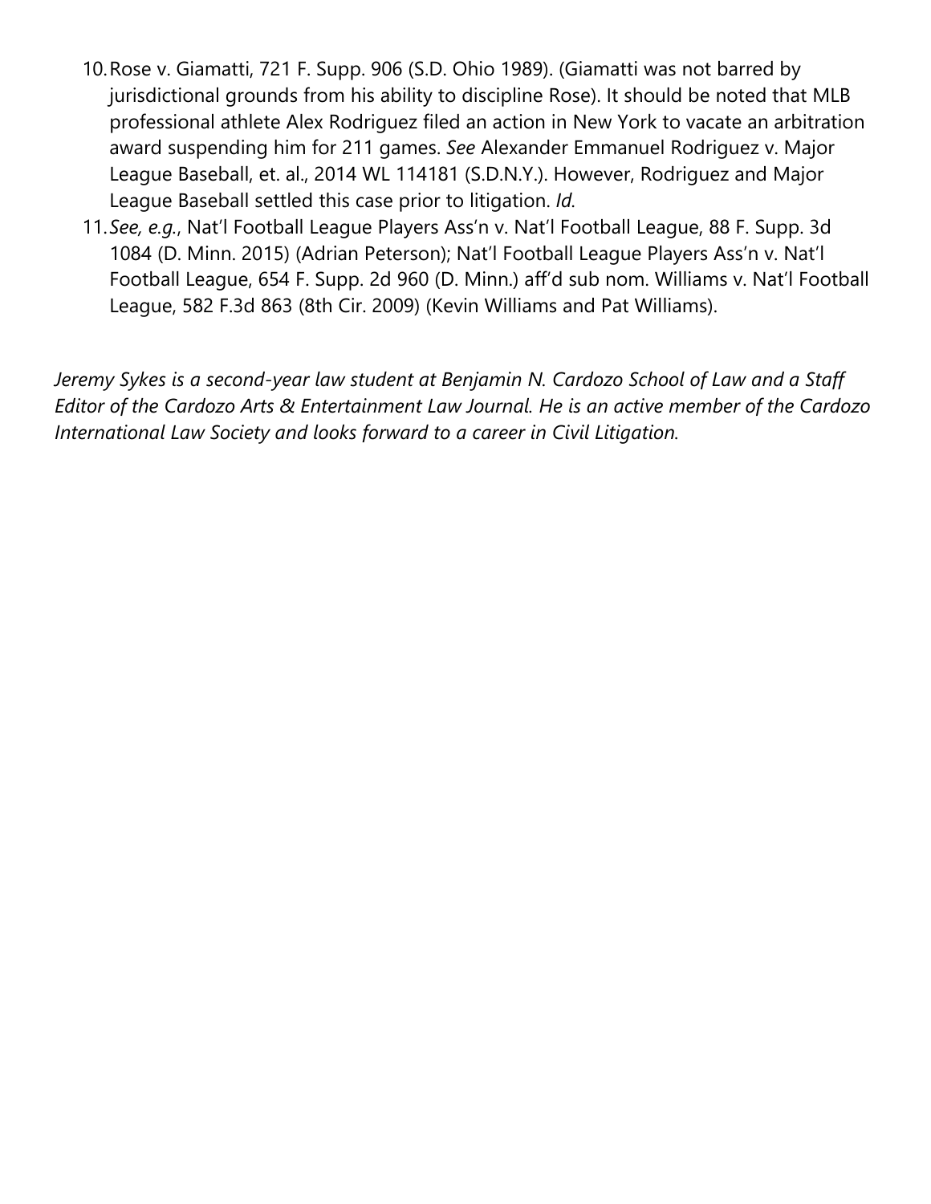10. Rose v. Giamatti, 721 F. Supp. 906 (S.D. Ohio 1989). (Giamatti was not barred by jurisdictional grounds from his ability to discipline Rose). It should be noted that MLB professional athlete Alex Rodriguez filed an action in New York to vacate an arbitration award suspending him for 211 games. *See* Alexander Emmanuel Rodriguez v. Major League Baseball, et. al., 2014 WL 114181 (S.D.N.Y.). However, Rodriguez and Major League Baseball settled this case prior to litigation. *Id.*
11. *See, e.g.*, Nat'l Football League Players Ass'n v. Nat'l Football League, 88 F. Supp. 3d 1084 (D. Minn. 2015) (Adrian Peterson); Nat'l Football League Players Ass'n v. Nat'l Football League, 654 F. Supp. 2d 960 (D. Minn.) aff'd sub nom. Williams v. Nat'l Football League, 582 F.3d 863 (8th Cir. 2009) (Kevin Williams and Pat Williams).

*Jeremy Sykes is a second-year law student at Benjamin N. Cardozo School of Law and a Staff Editor of the Cardozo Arts & Entertainment Law Journal. He is an active member of the Cardozo International Law Society and looks forward to a career in Civil Litigation.*